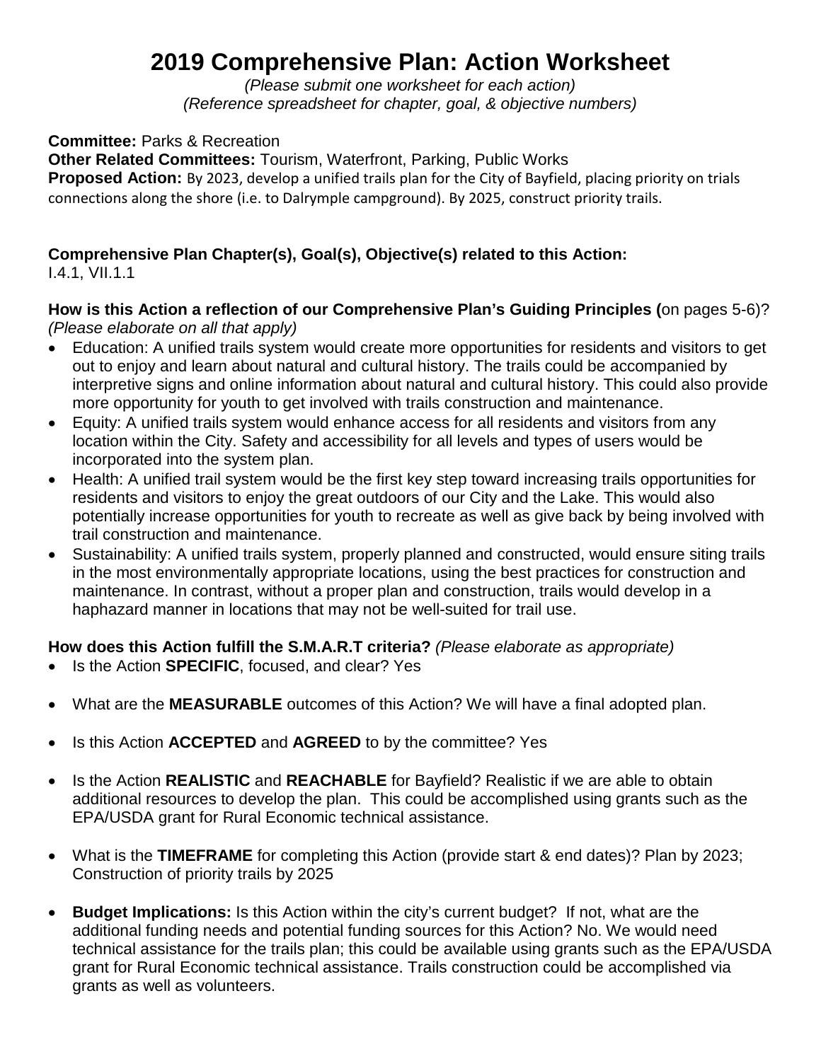# 2019 Comprehensive Plan: Action Worksheet

*(Please submit one worksheet for each action)*
*(Reference spreadsheet for chapter, goal, & objective numbers)*

**Committee:** Parks & Recreation
**Other Related Committees:** Tourism, Waterfront, Parking, Public Works
**Proposed Action:** By 2023, develop a unified trails plan for the City of Bayfield, placing priority on trials connections along the shore (i.e. to Dalrymple campground). By 2025, construct priority trails.

**Comprehensive Plan Chapter(s), Goal(s), Objective(s) related to this Action:**
I.4.1, VII.1.1

**How is this Action a reflection of our Comprehensive Plan's Guiding Principles (**on pages 5-6)? *(Please elaborate on all that apply)*

- Education: A unified trails system would create more opportunities for residents and visitors to get out to enjoy and learn about natural and cultural history. The trails could be accompanied by interpretive signs and online information about natural and cultural history. This could also provide more opportunity for youth to get involved with trails construction and maintenance.
- Equity: A unified trails system would enhance access for all residents and visitors from any location within the City. Safety and accessibility for all levels and types of users would be incorporated into the system plan.
- Health: A unified trail system would be the first key step toward increasing trails opportunities for residents and visitors to enjoy the great outdoors of our City and the Lake. This would also potentially increase opportunities for youth to recreate as well as give back by being involved with trail construction and maintenance.
- Sustainability: A unified trails system, properly planned and constructed, would ensure siting trails in the most environmentally appropriate locations, using the best practices for construction and maintenance. In contrast, without a proper plan and construction, trails would develop in a haphazard manner in locations that may not be well-suited for trail use.

**How does this Action fulfill the S.M.A.R.T criteria?** *(Please elaborate as appropriate)*

- Is the Action **SPECIFIC**, focused, and clear? Yes
- What are the **MEASURABLE** outcomes of this Action? We will have a final adopted plan.
- Is this Action **ACCEPTED** and **AGREED** to by the committee? Yes
- Is the Action **REALISTIC** and **REACHABLE** for Bayfield? Realistic if we are able to obtain additional resources to develop the plan. This could be accomplished using grants such as the EPA/USDA grant for Rural Economic technical assistance.
- What is the **TIMEFRAME** for completing this Action (provide start & end dates)? Plan by 2023; Construction of priority trails by 2025
- **Budget Implications:** Is this Action within the city's current budget? If not, what are the additional funding needs and potential funding sources for this Action? No. We would need technical assistance for the trails plan; this could be available using grants such as the EPA/USDA grant for Rural Economic technical assistance. Trails construction could be accomplished via grants as well as volunteers.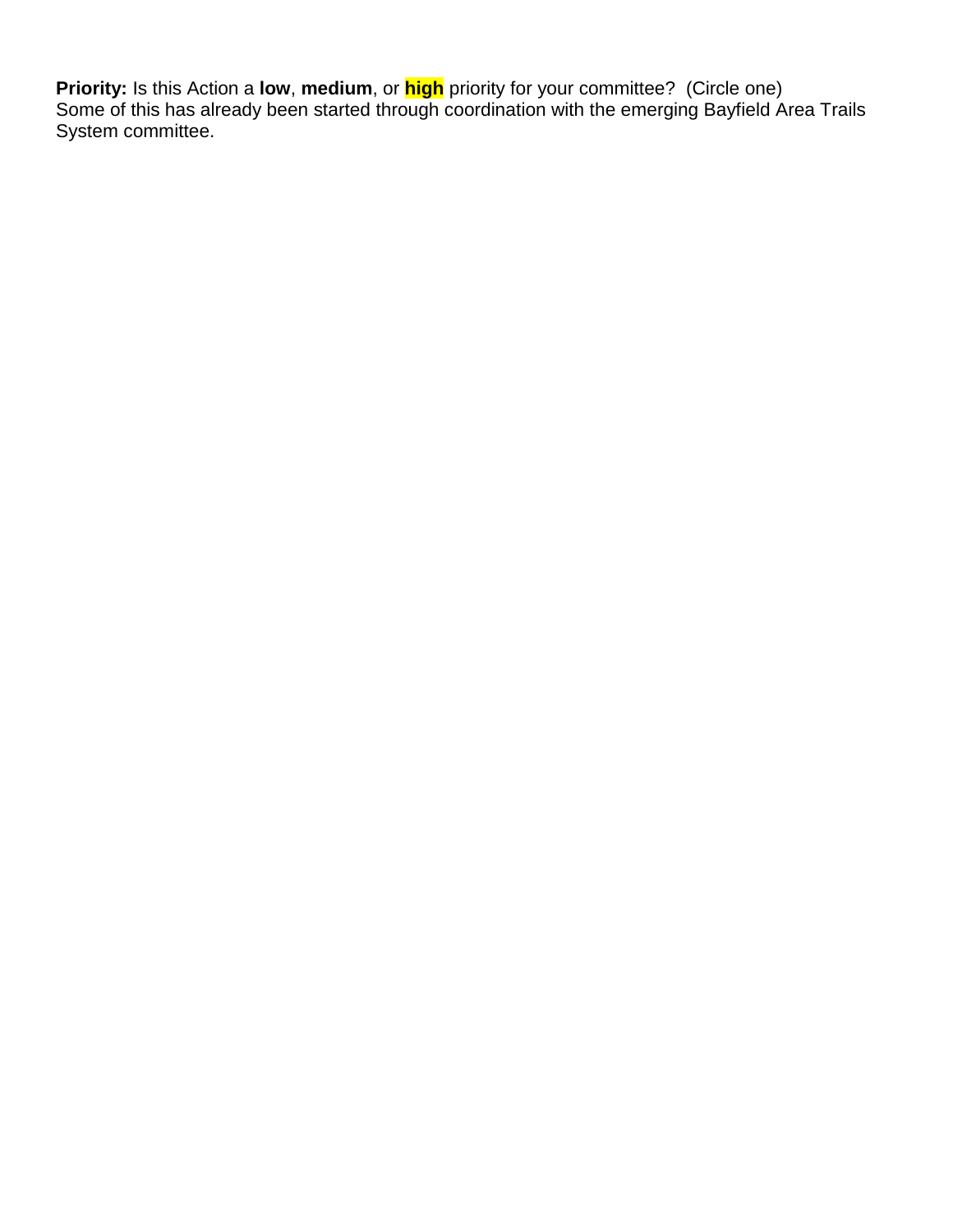**Priority:** Is this Action a **low**, **medium**, or **high** priority for your committee? (Circle one)
Some of this has already been started through coordination with the emerging Bayfield Area Trails System committee.